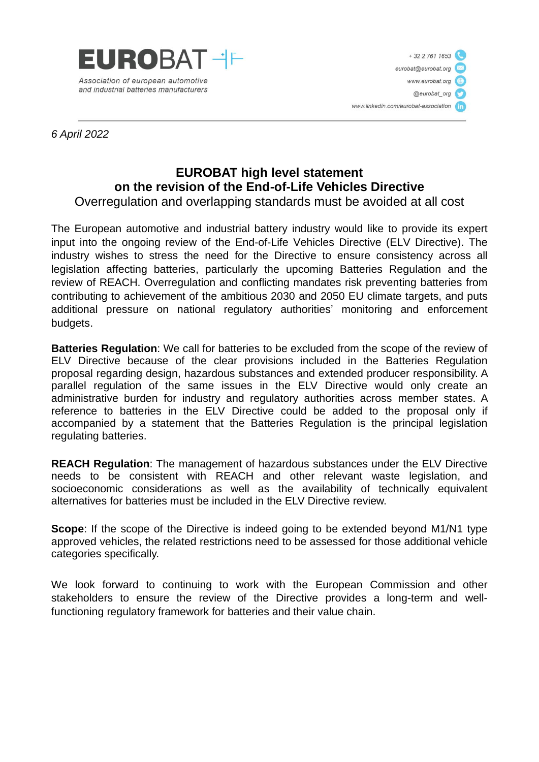**EUROBAT**

Association of european automotive and industrial batteries manufacturers

+ 32 2 761 1653
eurobat@eurobat.org
www.eurobat.org
@eurobat_org
www.linkedin.com/eurobat-association

*6 April 2022*

# EUROBAT high level statement on the revision of the End-of-Life Vehicles Directive

Overregulation and overlapping standards must be avoided at all cost

The European automotive and industrial battery industry would like to provide its expert input into the ongoing review of the End-of-Life Vehicles Directive (ELV Directive). The industry wishes to stress the need for the Directive to ensure consistency across all legislation affecting batteries, particularly the upcoming Batteries Regulation and the review of REACH. Overregulation and conflicting mandates risk preventing batteries from contributing to achievement of the ambitious 2030 and 2050 EU climate targets, and puts additional pressure on national regulatory authorities' monitoring and enforcement budgets.

**Batteries Regulation**: We call for batteries to be excluded from the scope of the review of ELV Directive because of the clear provisions included in the Batteries Regulation proposal regarding design, hazardous substances and extended producer responsibility. A parallel regulation of the same issues in the ELV Directive would only create an administrative burden for industry and regulatory authorities across member states. A reference to batteries in the ELV Directive could be added to the proposal only if accompanied by a statement that the Batteries Regulation is the principal legislation regulating batteries.

**REACH Regulation**: The management of hazardous substances under the ELV Directive needs to be consistent with REACH and other relevant waste legislation, and socioeconomic considerations as well as the availability of technically equivalent alternatives for batteries must be included in the ELV Directive review.

**Scope**: If the scope of the Directive is indeed going to be extended beyond M1/N1 type approved vehicles, the related restrictions need to be assessed for those additional vehicle categories specifically.

We look forward to continuing to work with the European Commission and other stakeholders to ensure the review of the Directive provides a long-term and well-functioning regulatory framework for batteries and their value chain.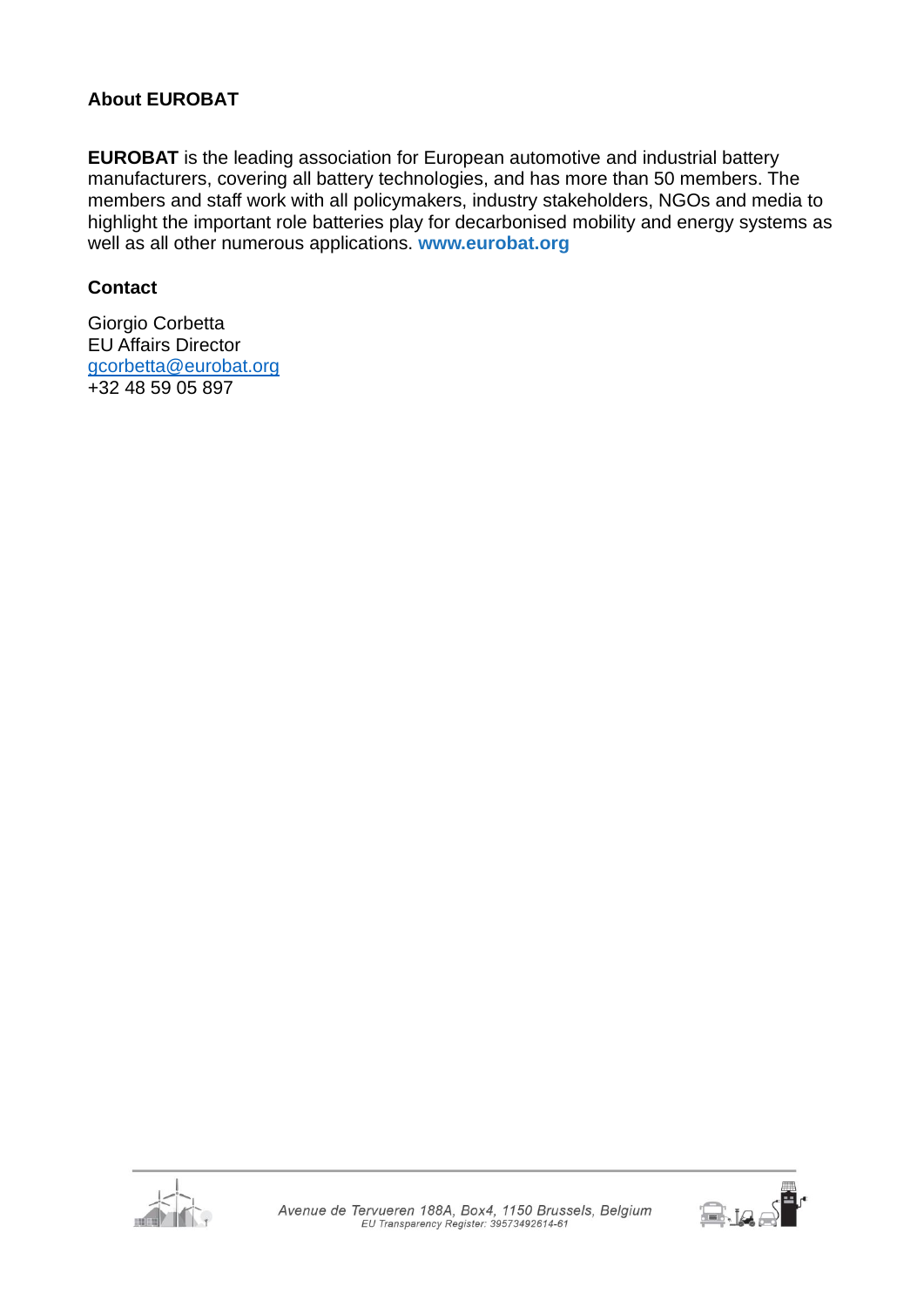**About EUROBAT**

**EUROBAT** is the leading association for European automotive and industrial battery manufacturers, covering all battery technologies, and has more than 50 members. The members and staff work with all policymakers, industry stakeholders, NGOs and media to highlight the important role batteries play for decarbonised mobility and energy systems as well as all other numerous applications. **www.eurobat.org**

**Contact**

Giorgio Corbetta
EU Affairs Director
gcorbetta@eurobat.org
+32 48 59 05 897